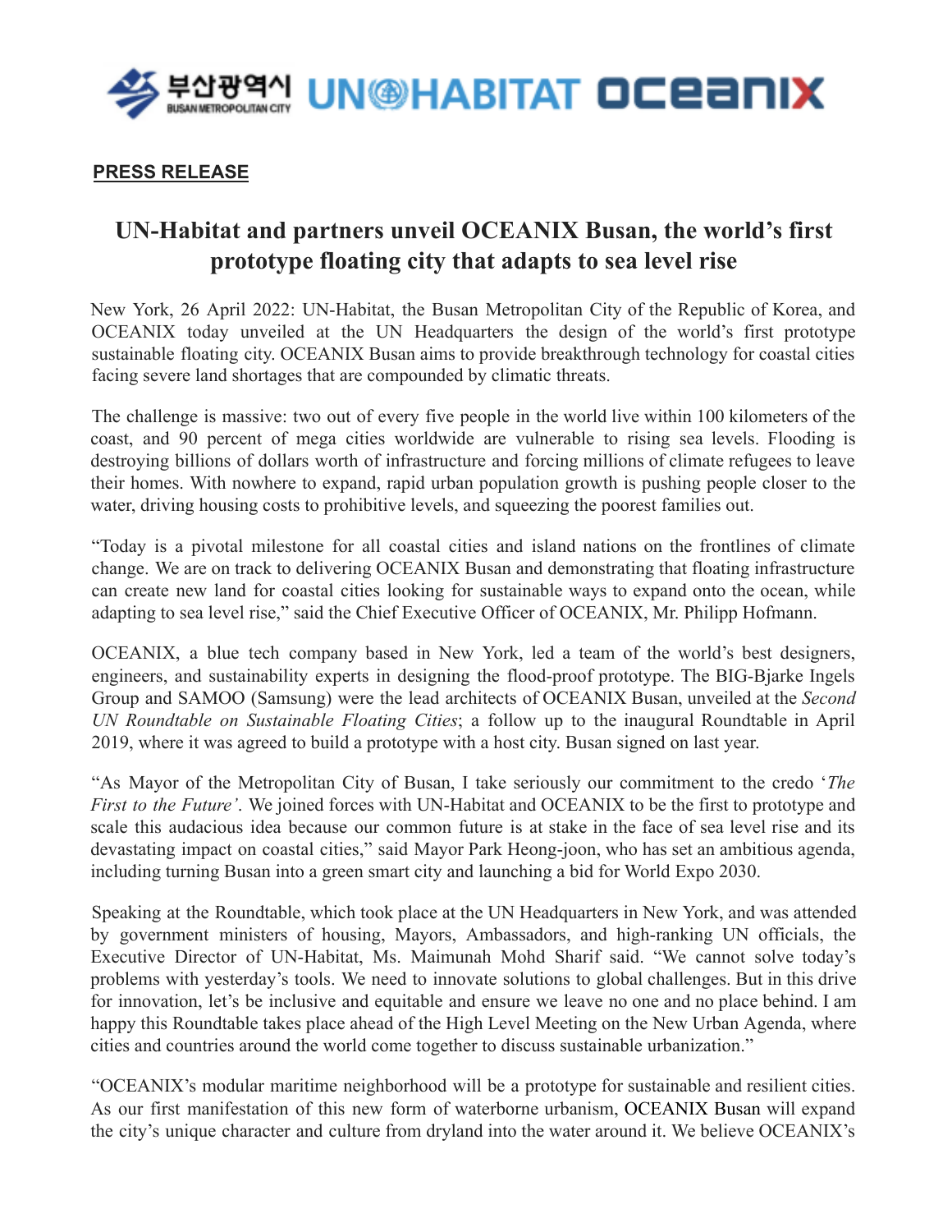**PRESS RELEASE**

# UN-Habitat and partners unveil OCEANIX Busan, the world's first prototype floating city that adapts to sea level rise

New York, 26 April 2022: UN-Habitat, the Busan Metropolitan City of the Republic of Korea, and OCEANIX today unveiled at the UN Headquarters the design of the world's first prototype sustainable floating city. OCEANIX Busan aims to provide breakthrough technology for coastal cities facing severe land shortages that are compounded by climatic threats.

The challenge is massive: two out of every five people in the world live within 100 kilometers of the coast, and 90 percent of mega cities worldwide are vulnerable to rising sea levels. Flooding is destroying billions of dollars worth of infrastructure and forcing millions of climate refugees to leave their homes. With nowhere to expand, rapid urban population growth is pushing people closer to the water, driving housing costs to prohibitive levels, and squeezing the poorest families out.

"Today is a pivotal milestone for all coastal cities and island nations on the frontlines of climate change. We are on track to delivering OCEANIX Busan and demonstrating that floating infrastructure can create new land for coastal cities looking for sustainable ways to expand onto the ocean, while adapting to sea level rise," said the Chief Executive Officer of OCEANIX, Mr. Philipp Hofmann.

OCEANIX, a blue tech company based in New York, led a team of the world's best designers, engineers, and sustainability experts in designing the flood-proof prototype. The BIG-Bjarke Ingels Group and SAMOO (Samsung) were the lead architects of OCEANIX Busan, unveiled at the *Second UN Roundtable on Sustainable Floating Cities*; a follow up to the inaugural Roundtable in April 2019, where it was agreed to build a prototype with a host city. Busan signed on last year.

"As Mayor of the Metropolitan City of Busan, I take seriously our commitment to the credo '*The First to the Future'*. We joined forces with UN-Habitat and OCEANIX to be the first to prototype and scale this audacious idea because our common future is at stake in the face of sea level rise and its devastating impact on coastal cities," said Mayor Park Heong-joon, who has set an ambitious agenda, including turning Busan into a green smart city and launching a bid for World Expo 2030.

Speaking at the Roundtable, which took place at the UN Headquarters in New York, and was attended by government ministers of housing, Mayors, Ambassadors, and high-ranking UN officials, the Executive Director of UN-Habitat, Ms. Maimunah Mohd Sharif said. "We cannot solve today's problems with yesterday's tools. We need to innovate solutions to global challenges. But in this drive for innovation, let's be inclusive and equitable and ensure we leave no one and no place behind. I am happy this Roundtable takes place ahead of the High Level Meeting on the New Urban Agenda, where cities and countries around the world come together to discuss sustainable urbanization."

"OCEANIX's modular maritime neighborhood will be a prototype for sustainable and resilient cities. As our first manifestation of this new form of waterborne urbanism, OCEANIX Busan will expand the city's unique character and culture from dryland into the water around it. We believe OCEANIX's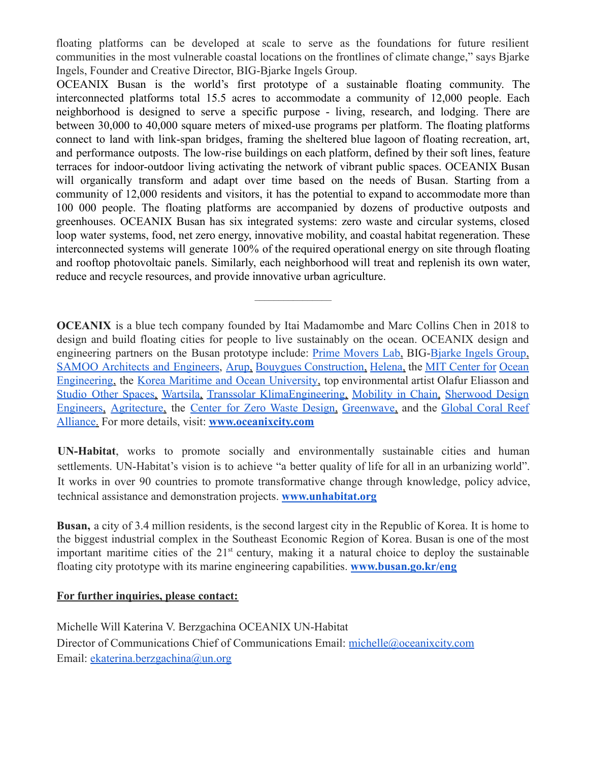floating platforms can be developed at scale to serve as the foundations for future resilient communities in the most vulnerable coastal locations on the frontlines of climate change," says Bjarke Ingels, Founder and Creative Director, BIG-Bjarke Ingels Group.

OCEANIX Busan is the world's first prototype of a sustainable floating community. The interconnected platforms total 15.5 acres to accommodate a community of 12,000 people. Each neighborhood is designed to serve a specific purpose - living, research, and lodging. There are between 30,000 to 40,000 square meters of mixed-use programs per platform. The floating platforms connect to land with link-span bridges, framing the sheltered blue lagoon of floating recreation, art, and performance outposts. The low-rise buildings on each platform, defined by their soft lines, feature terraces for indoor-outdoor living activating the network of vibrant public spaces. OCEANIX Busan will organically transform and adapt over time based on the needs of Busan. Starting from a community of 12,000 residents and visitors, it has the potential to expand to accommodate more than 100 000 people. The floating platforms are accompanied by dozens of productive outposts and greenhouses. OCEANIX Busan has six integrated systems: zero waste and circular systems, closed loop water systems, food, net zero energy, innovative mobility, and coastal habitat regeneration. These interconnected systems will generate 100% of the required operational energy on site through floating and rooftop photovoltaic panels. Similarly, each neighborhood will treat and replenish its own water, reduce and recycle resources, and provide innovative urban agriculture.

---

**OCEANIX** is a blue tech company founded by Itai Madamombe and Marc Collins Chen in 2018 to design and build floating cities for people to live sustainably on the ocean. OCEANIX design and engineering partners on the Busan prototype include: Prime Movers Lab, BIG-Bjarke Ingels Group, SAMOO Architects and Engineers, Arup, Bouygues Construction, Helena, the MIT Center for Ocean Engineering, the Korea Maritime and Ocean University, top environmental artist Olafur Eliasson and Studio Other Spaces, Wartsila, Transsolar KlimaEngineering, Mobility in Chain, Sherwood Design Engineers, Agritecture, the Center for Zero Waste Design, Greenwave, and the Global Coral Reef Alliance. For more details, visit: **www.oceanixcity.com**

**UN-Habitat**, works to promote socially and environmentally sustainable cities and human settlements. UN-Habitat's vision is to achieve "a better quality of life for all in an urbanizing world". It works in over 90 countries to promote transformative change through knowledge, policy advice, technical assistance and demonstration projects. **www.unhabitat.org**

**Busan,** a city of 3.4 million residents, is the second largest city in the Republic of Korea. It is home to the biggest industrial complex in the Southeast Economic Region of Korea. Busan is one of the most important maritime cities of the 21st century, making it a natural choice to deploy the sustainable floating city prototype with its marine engineering capabilities. **www.busan.go.kr/eng**

**For further inquiries, please contact:**

Michelle Will Katerina V. Berzgachina OCEANIX UN-Habitat
Director of Communications Chief of Communications Email: michelle@oceanixcity.com
Email: ekaterina.berzgachina@un.org